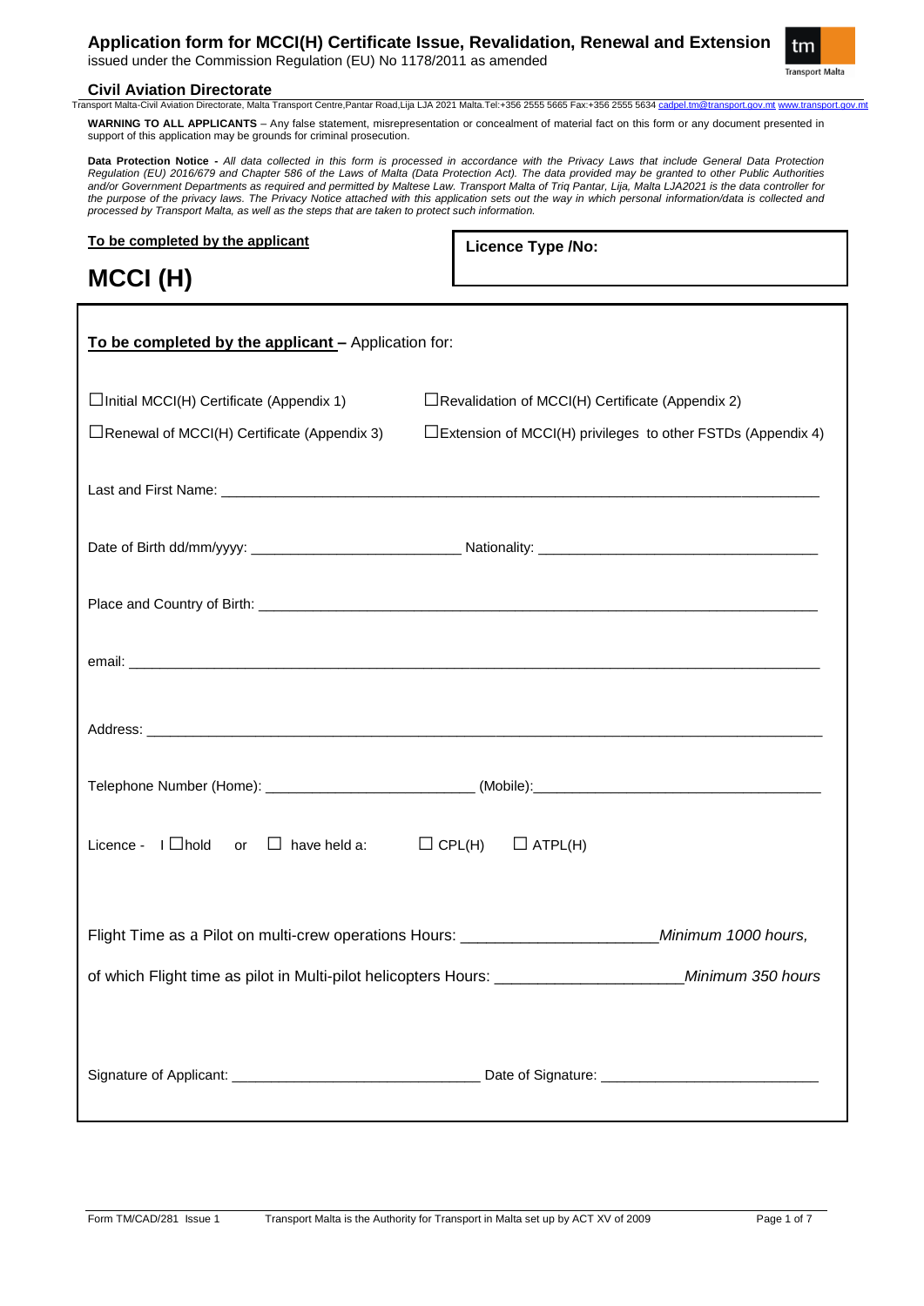# Application form for MCCI(H) Certificate Issue, Revalidation, Renewal and Extension

issued under the Commission Regulation (EU) No 1178/2011 as amended

**Civil Aviation Directorate**

Transport Malta-Civil Aviation Directorate, Malta Transport Centre,Pantar Road,Lija LJA 2021 Malta.Tel:+356 2555 5665 Fax:+356 2555 5634 cadpel.tm@transport.gov.mt www.transport.gov.mt

**WARNING TO ALL APPLICANTS** – Any false statement, misrepresentation or concealment of material fact on this form or any document presented in support of this application may be grounds for criminal prosecution.

**Data Protection Notice -** *All data collected in this form is processed in accordance with the Privacy Laws that include General Data Protection Regulation (EU) 2016/679 and Chapter 586 of the Laws of Malta (Data Protection Act). The data provided may be granted to other Public Authorities and/or Government Departments as required and permitted by Maltese Law. Transport Malta of Triq Pantar, Lija, Malta LJA2021 is the data controller for the purpose of the privacy laws. The Privacy Notice attached with this application sets out the way in which personal information/data is collected and processed by Transport Malta, as well as the steps that are taken to protect such information.*

**To be completed by the applicant**

**Licence Type /No:**

# MCCI (H)

**To be completed by the applicant –** Application for:

☐Initial MCCI(H) Certificate (Appendix 1) ☐Revalidation of MCCI(H) Certificate (Appendix 2)

☐Renewal of MCCI(H) Certificate (Appendix 3) ☐Extension of MCCI(H) privileges to other FSTDs (Appendix 4)

Last and First Name: ______________________________________________

Date of Birth dd/mm/yyyy: __________________________ Nationality: ___________________________

Place and Country of Birth: ______________________________________________

email: ______________________________________________

Address: ______________________________________________

Telephone Number (Home): __________________________ (Mobile):___________________________

Licence - I ☐hold or ☐ have held a: ☐ CPL(H) ☐ ATPL(H)

Flight Time as a Pilot on multi-crew operations Hours: ______________________ *Minimum 1000 hours,*

of which Flight time as pilot in Multi-pilot helicopters Hours: _____________________ *Minimum 350 hours*

Signature of Applicant: ______________________________ Date of Signature: __________________________

Form TM/CAD/281 Issue 1 Transport Malta is the Authority for Transport in Malta set up by ACT XV of 2009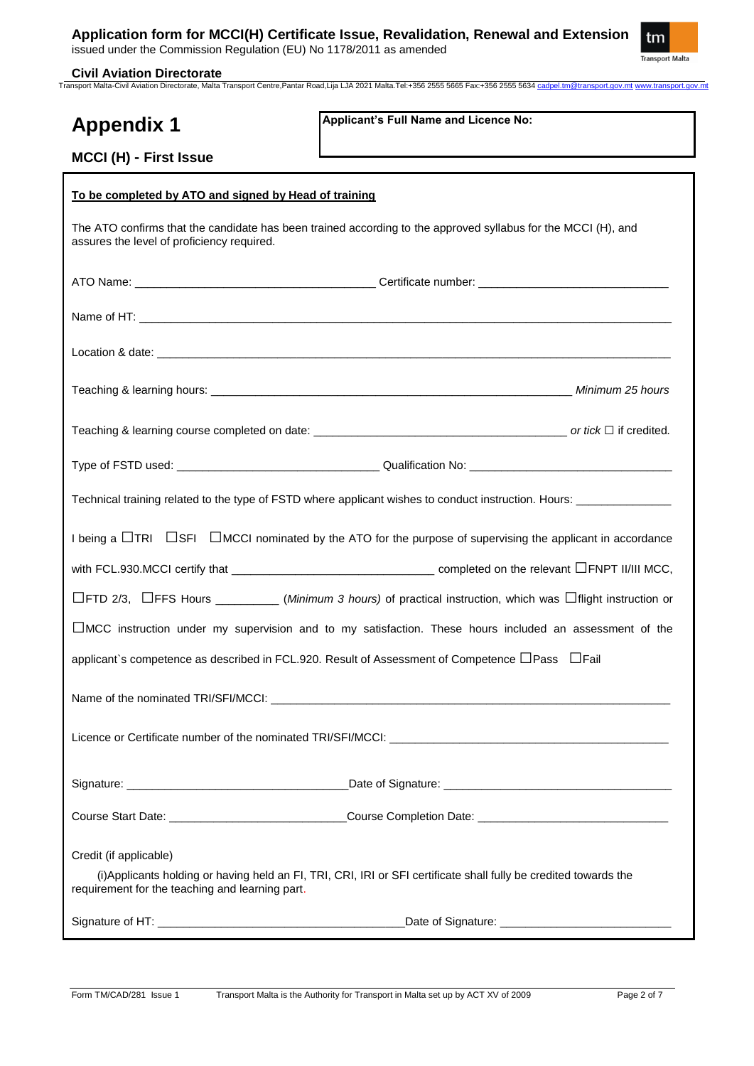# Appendix 1

**Applicant's Full Name and Licence No:**

## MCCI (H) - First Issue

**To be completed by ATO and signed by Head of training**

The ATO confirms that the candidate has been trained according to the approved syllabus for the MCCI (H), and assures the level of proficiency required.

ATO Name: ____________________________________ Certificate number: ____________________________

Name of HT: ________________________________________________________________________________

Location & date: ____________________________________________________________________________

Teaching & learning hours: ___________________________________________________________ *Minimum 25 hours*

Teaching & learning course completed on date: _______________________________________ *or tick* ☐ if credited.

Type of FSTD used: _______________________________ Qualification No: _______________________________

Technical training related to the type of FSTD where applicant wishes to conduct instruction. Hours: ______________

I being a ☐TRI ☐SFI ☐MCCI nominated by the ATO for the purpose of supervising the applicant in accordance with FCL.930.MCCI certify that ______________________________ completed on the relevant ☐FNPT II/III MCC, ☐FTD 2/3, ☐FFS Hours _________ (*Minimum 3 hours)* of practical instruction, which was ☐flight instruction or ☐MCC instruction under my supervision and to my satisfaction. These hours included an assessment of the applicant`s competence as described in FCL.920. Result of Assessment of Competence ☐Pass ☐Fail

Name of the nominated TRI/SFI/MCCI: _________________________________________________________________

Licence or Certificate number of the nominated TRI/SFI/MCCI: ___________________________________________

Signature: _________________________________Date of Signature: ___________________________________

Course Start Date: __________________________Course Completion Date: ____________________________

Credit (if applicable)

(i)Applicants holding or having held an FI, TRI, CRI, IRI or SFI certificate shall fully be credited towards the requirement for the teaching and learning part.

Signature of HT: _____________________________________Date of Signature: __________________________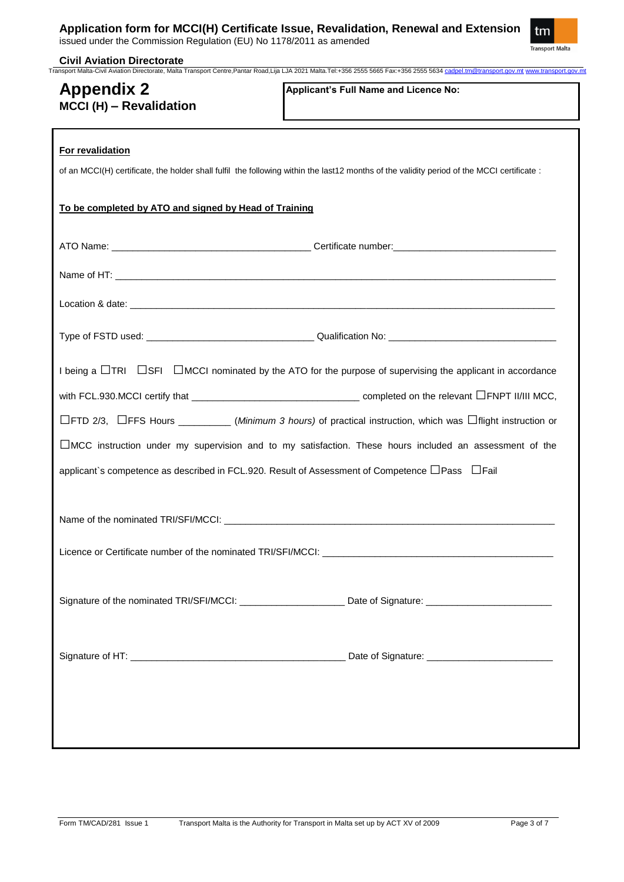# Application form for MCCI(H) Certificate Issue, Revalidation, Renewal and Extension

issued under the Commission Regulation (EU) No 1178/2011 as amended

**Civil Aviation Directorate**

Transport Malta-Civil Aviation Directorate, Malta Transport Centre,Pantar Road,Lija LJA 2021 Malta.Tel:+356 2555 5665 Fax:+356 2555 5634 cadpel.tm@transport.gov.mt www.transport.gov.mt

## Appendix 2

### MCCI (H) – Revalidation

**Applicant's Full Name and Licence No:**

**For revalidation**

of an MCCI(H) certificate, the holder shall fulfil the following within the last12 months of the validity period of the MCCI certificate :

**To be completed by ATO and signed by Head of Training**

ATO Name: ____________________________________ Certificate number:______________________________

Name of HT: ________________________________________________________________________________

Location & date: _____________________________________________________________________________

Type of FSTD used: _______________________________ Qualification No: ________________________________

I being a ☐TRI ☐SFI ☐MCCI nominated by the ATO for the purpose of supervising the applicant in accordance with FCL.930.MCCI certify that ______________________________ completed on the relevant ☐FNPT II/III MCC, ☐FTD 2/3, ☐FFS Hours _________ (*Minimum 3 hours*) of practical instruction, which was ☐flight instruction or ☐MCC instruction under my supervision and to my satisfaction. These hours included an assessment of the applicant`s competence as described in FCL.920. Result of Assessment of Competence ☐Pass ☐Fail

Name of the nominated TRI/SFI/MCCI: ______________________________________________________________

Licence or Certificate number of the nominated TRI/SFI/MCCI: _____________________________________________

Signature of the nominated TRI/SFI/MCCI: ___________________ Date of Signature: _______________________

Signature of HT: _______________________________________ Date of Signature: _______________________

Form TM/CAD/281 Issue 1 Transport Malta is the Authority for Transport in Malta set up by ACT XV of 2009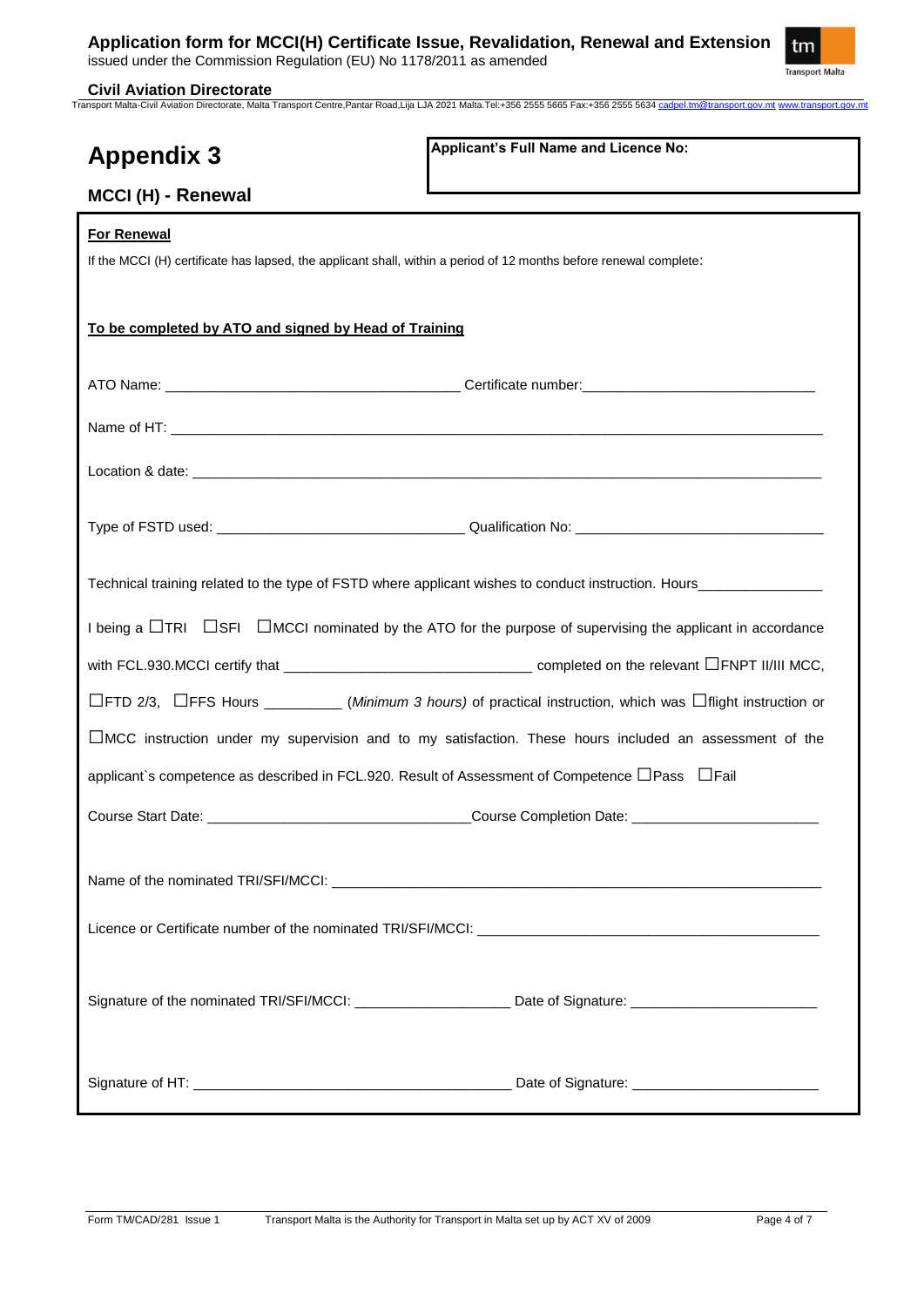# Appendix 3

**Applicant's Full Name and Licence No:**

## MCCI (H) - Renewal

**For Renewal**

If the MCCI (H) certificate has lapsed, the applicant shall, within a period of 12 months before renewal complete:

**To be completed by ATO and signed by Head of Training**

ATO Name: ______________________________ Certificate number: ______________________________

Name of HT: ______________________________________________________________

Location & date: ______________________________________________________________

Type of FSTD used: ______________________________ Qualification No: ______________________________

Technical training related to the type of FSTD where applicant wishes to conduct instruction. Hours_______________

I being a ☐TRI ☐SFI ☐MCCI nominated by the ATO for the purpose of supervising the applicant in accordance with FCL.930.MCCI certify that ______________________________ completed on the relevant ☐FNPT II/III MCC, ☐FTD 2/3, ☐FFS Hours __________ (*Minimum 3 hours)* of practical instruction, which was ☐flight instruction or ☐MCC instruction under my supervision and to my satisfaction. These hours included an assessment of the applicant`s competence as described in FCL.920. Result of Assessment of Competence ☐Pass ☐Fail

Course Start Date: ______________________________ Course Completion Date: ______________________________

Name of the nominated TRI/SFI/MCCI: ______________________________________________________________

Licence or Certificate number of the nominated TRI/SFI/MCCI: ______________________________________________

Signature of the nominated TRI/SFI/MCCI: ____________________ Date of Signature: ______________________

Signature of HT: ______________________________ Date of Signature: ______________________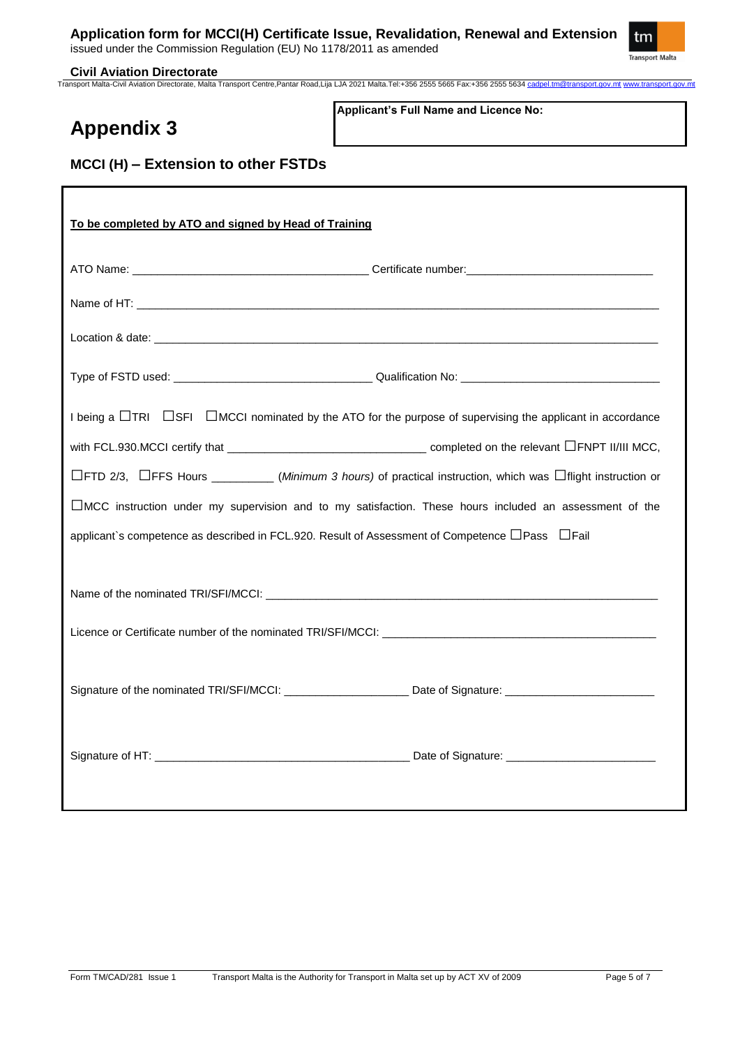# Appendix 3

**Applicant's Full Name and Licence No:**

## MCCI (H) – Extension to other FSTDs

**<u>To be completed by ATO and signed by Head of Training</u>**

ATO Name: ____________________________________ Certificate number: ______________________________

Name of HT: ____________________________________________________________________________________

Location & date: ________________________________________________________________________________

Type of FSTD used: _______________________________ Qualification No: _______________________________

I being a ☐TRI ☐SFI ☐MCCI nominated by the ATO for the purpose of supervising the applicant in accordance with FCL.930.MCCI certify that _______________________________ completed on the relevant ☐FNPT II/III MCC, ☐FTD 2/3, ☐FFS Hours _________ (*Minimum 3 hours)* of practical instruction, which was ☐flight instruction or ☐MCC instruction under my supervision and to my satisfaction. These hours included an assessment of the applicant`s competence as described in FCL.920. Result of Assessment of Competence ☐Pass ☐Fail

Name of the nominated TRI/SFI/MCCI: _______________________________________________________________

Licence or Certificate number of the nominated TRI/SFI/MCCI: ____________________________________________

Signature of the nominated TRI/SFI/MCCI: ____________________ Date of Signature: ________________________

Signature of HT: ________________________________________ Date of Signature: ________________________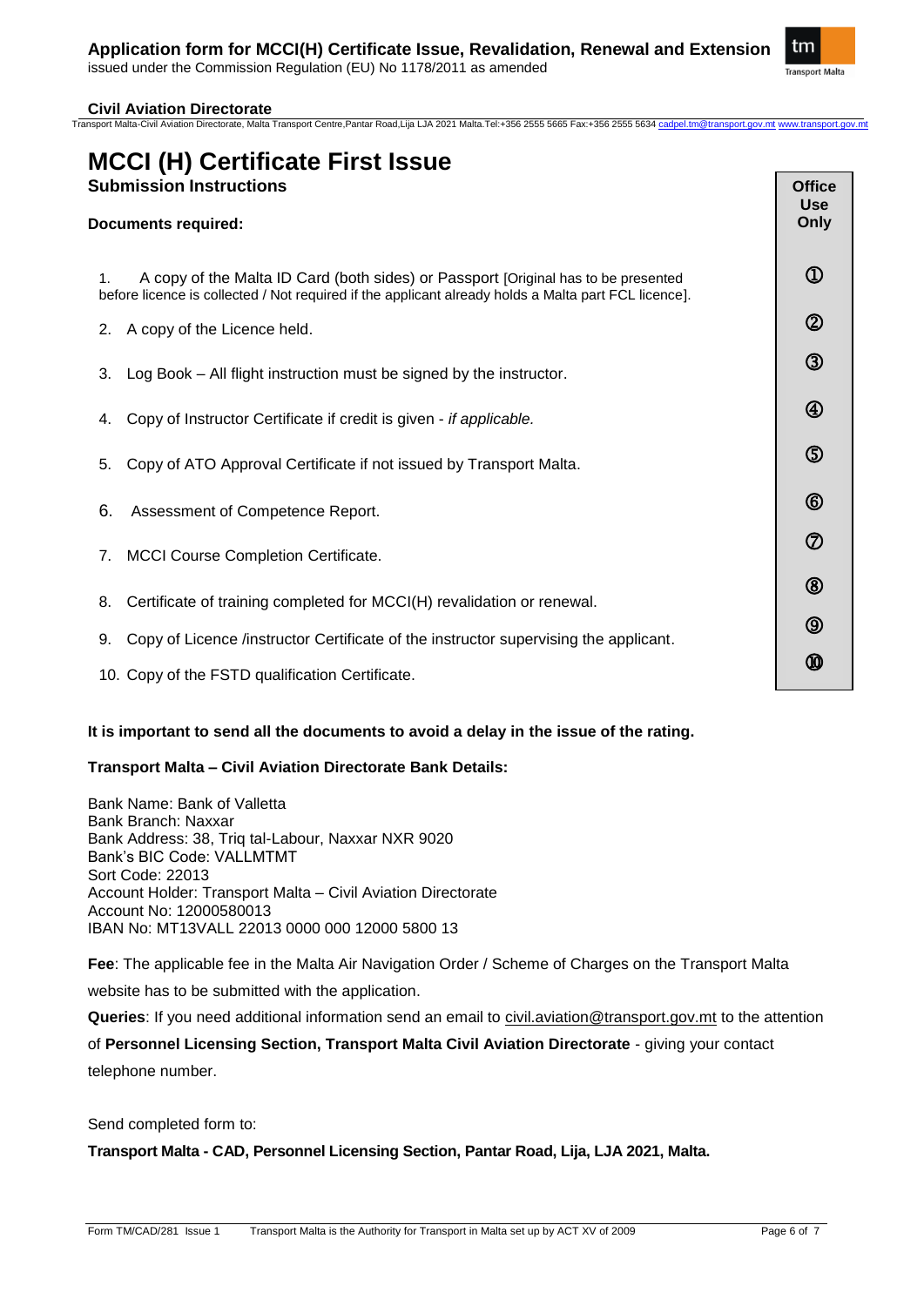# MCCI (H) Certificate First Issue

## Submission Instructions

**Documents required:**

| Documents | Office Use Only |
|---|---|
| 1. A copy of the Malta ID Card (both sides) or Passport [Original has to be presented before licence is collected / Not required if the applicant already holds a Malta part FCL licence]. | ① |
| 2. A copy of the Licence held. | ② |
| 3. Log Book – All flight instruction must be signed by the instructor. | ③ |
| 4. Copy of Instructor Certificate if credit is given - *if applicable.* | ④ |
| 5. Copy of ATO Approval Certificate if not issued by Transport Malta. | ⑤ |
| 6. Assessment of Competence Report. | ⑥ |
| 7. MCCI Course Completion Certificate. | ⑦ |
| 8. Certificate of training completed for MCCI(H) revalidation or renewal. | ⑧ |
| 9. Copy of Licence /instructor Certificate of the instructor supervising the applicant. | ⑨ |
| 10. Copy of the FSTD qualification Certificate. | ⑩ |

**It is important to send all the documents to avoid a delay in the issue of the rating.**

**Transport Malta – Civil Aviation Directorate Bank Details:**

Bank Name: Bank of Valletta
Bank Branch: Naxxar
Bank Address: 38, Triq tal-Labour, Naxxar NXR 9020
Bank's BIC Code: VALLMTMT
Sort Code: 22013
Account Holder: Transport Malta – Civil Aviation Directorate
Account No: 12000580013
IBAN No: MT13VALL 22013 0000 000 12000 5800 13

**Fee**: The applicable fee in the Malta Air Navigation Order / Scheme of Charges on the Transport Malta website has to be submitted with the application.

**Queries**: If you need additional information send an email to civil.aviation@transport.gov.mt to the attention of **Personnel Licensing Section, Transport Malta Civil Aviation Directorate** - giving your contact telephone number.

Send completed form to:

**Transport Malta - CAD, Personnel Licensing Section, Pantar Road, Lija, LJA 2021, Malta.**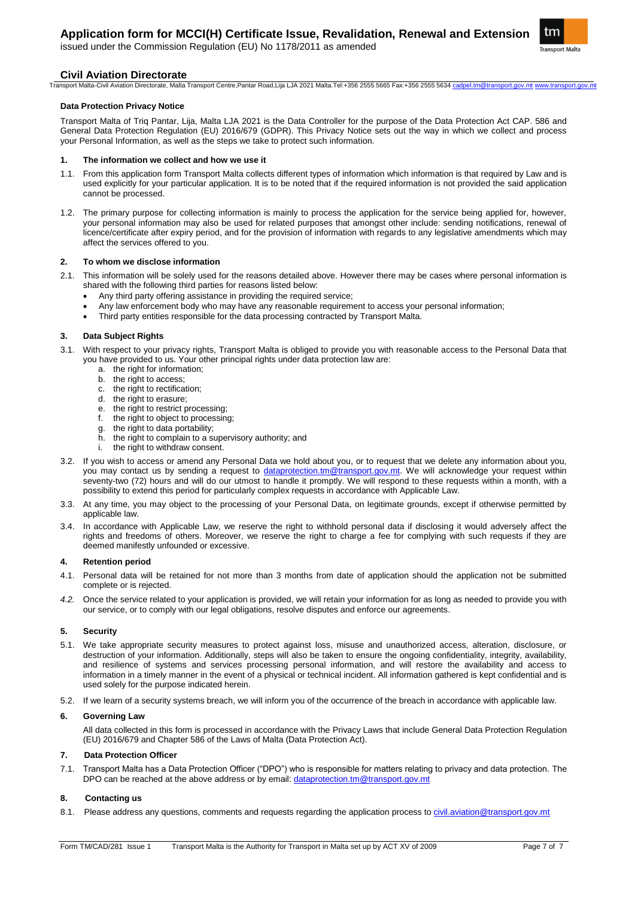## Civil Aviation Directorate

Transport Malta-Civil Aviation Directorate, Malta Transport Centre,Pantar Road,Lija LJA 2021 Malta.Tel:+356 2555 5665 Fax:+356 2555 5634 cadpel.tm@transport.gov.mt www.transport.gov.mt

**Data Protection Privacy Notice**

Transport Malta of Triq Pantar, Lija, Malta LJA 2021 is the Data Controller for the purpose of the Data Protection Act CAP. 586 and General Data Protection Regulation (EU) 2016/679 (GDPR). This Privacy Notice sets out the way in which we collect and process your Personal Information, as well as the steps we take to protect such information.

**1. The information we collect and how we use it**

1.1. From this application form Transport Malta collects different types of information which information is that required by Law and is used explicitly for your particular application. It is to be noted that if the required information is not provided the said application cannot be processed.

1.2. The primary purpose for collecting information is mainly to process the application for the service being applied for, however, your personal information may also be used for related purposes that amongst other include: sending notifications, renewal of licence/certificate after expiry period, and for the provision of information with regards to any legislative amendments which may affect the services offered to you.

**2. To whom we disclose information**

2.1. This information will be solely used for the reasons detailed above. However there may be cases where personal information is shared with the following third parties for reasons listed below:

- Any third party offering assistance in providing the required service;
- Any law enforcement body who may have any reasonable requirement to access your personal information;
- Third party entities responsible for the data processing contracted by Transport Malta.

**3. Data Subject Rights**

3.1. With respect to your privacy rights, Transport Malta is obliged to provide you with reasonable access to the Personal Data that you have provided to us. Your other principal rights under data protection law are:

a. the right for information;
b. the right to access;
c. the right to rectification;
d. the right to erasure;
e. the right to restrict processing;
f. the right to object to processing;
g. the right to data portability;
h. the right to complain to a supervisory authority; and
i. the right to withdraw consent.

3.2. If you wish to access or amend any Personal Data we hold about you, or to request that we delete any information about you, you may contact us by sending a request to dataprotection.tm@transport.gov.mt. We will acknowledge your request within seventy-two (72) hours and will do our utmost to handle it promptly. We will respond to these requests within a month, with a possibility to extend this period for particularly complex requests in accordance with Applicable Law.

3.3. At any time, you may object to the processing of your Personal Data, on legitimate grounds, except if otherwise permitted by applicable law.

3.4. In accordance with Applicable Law, we reserve the right to withhold personal data if disclosing it would adversely affect the rights and freedoms of others. Moreover, we reserve the right to charge a fee for complying with such requests if they are deemed manifestly unfounded or excessive.

**4. Retention period**

4.1. Personal data will be retained for not more than 3 months from date of application should the application not be submitted complete or is rejected.

*4.2.* Once the service related to your application is provided, we will retain your information for as long as needed to provide you with our service, or to comply with our legal obligations, resolve disputes and enforce our agreements.

**5. Security**

5.1. We take appropriate security measures to protect against loss, misuse and unauthorized access, alteration, disclosure, or destruction of your information. Additionally, steps will also be taken to ensure the ongoing confidentiality, integrity, availability, and resilience of systems and services processing personal information, and will restore the availability and access to information in a timely manner in the event of a physical or technical incident. All information gathered is kept confidential and is used solely for the purpose indicated herein.

5.2. If we learn of a security systems breach, we will inform you of the occurrence of the breach in accordance with applicable law.

**6. Governing Law**

All data collected in this form is processed in accordance with the Privacy Laws that include General Data Protection Regulation (EU) 2016/679 and Chapter 586 of the Laws of Malta (Data Protection Act).

**7. Data Protection Officer**

7.1. Transport Malta has a Data Protection Officer ("DPO") who is responsible for matters relating to privacy and data protection. The DPO can be reached at the above address or by email: dataprotection.tm@transport.gov.mt

**8. Contacting us**

8.1. Please address any questions, comments and requests regarding the application process to civil.aviation@transport.gov.mt